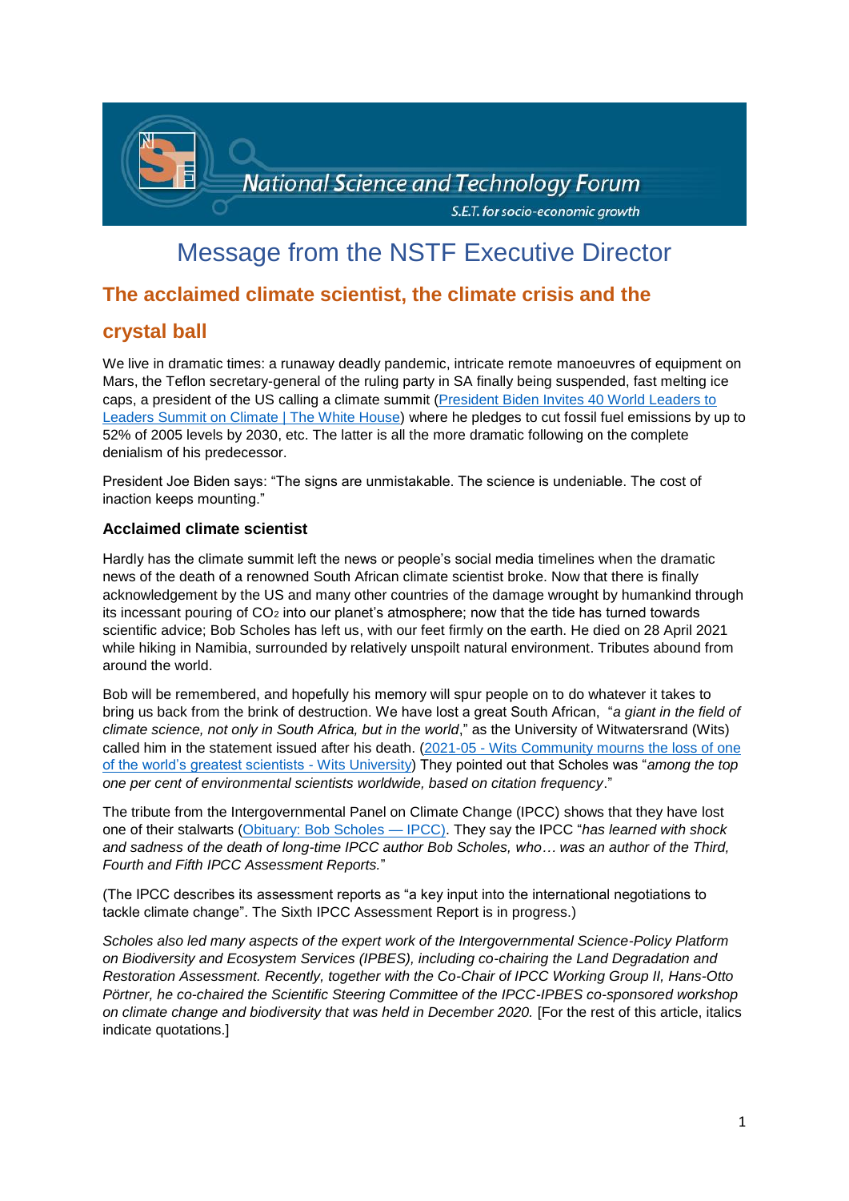National Science and Technology Forum

S.E.T. for socio-economic growth

# Message from the NSTF Executive Director

## The acclaimed climate scientist, the climate crisis and the crystal ball

We live in dramatic times: a runaway deadly pandemic, intricate remote manoeuvres of equipment on Mars, the Teflon secretary-general of the ruling party in SA finally being suspended, fast melting ice caps, a president of the US calling a climate summit ([President Biden Invites 40 World Leaders to Leaders Summit on Climate | The White House]) where he pledges to cut fossil fuel emissions by up to 52% of 2005 levels by 2030, etc. The latter is all the more dramatic following on the complete denialism of his predecessor.

President Joe Biden says: "The signs are unmistakable. The science is undeniable. The cost of inaction keeps mounting."

### Acclaimed climate scientist

Hardly has the climate summit left the news or people's social media timelines when the dramatic news of the death of a renowned South African climate scientist broke. Now that there is finally acknowledgement by the US and many other countries of the damage wrought by humankind through its incessant pouring of $CO_2$ into our planet's atmosphere; now that the tide has turned towards scientific advice; Bob Scholes has left us, with our feet firmly on the earth. He died on 28 April 2021 while hiking in Namibia, surrounded by relatively unspoilt natural environment. Tributes abound from around the world.

Bob will be remembered, and hopefully his memory will spur people on to do whatever it takes to bring us back from the brink of destruction. We have lost a great South African, "*a giant in the field of climate science, not only in South Africa, but in the world*," as the University of Witwatersrand (Wits) called him in the statement issued after his death. ([2021-05 - Wits Community mourns the loss of one of the world's greatest scientists - Wits University]) They pointed out that Scholes was "*among the top one per cent of environmental scientists worldwide, based on citation frequency*."

The tribute from the Intergovernmental Panel on Climate Change (IPCC) shows that they have lost one of their stalwarts ([Obituary: Bob Scholes — IPCC)]. They say the IPCC "*has learned with shock and sadness of the death of long-time IPCC author Bob Scholes, who… was an author of the Third, Fourth and Fifth IPCC Assessment Reports.*"

(The IPCC describes its assessment reports as "a key input into the international negotiations to tackle climate change". The Sixth IPCC Assessment Report is in progress.)

*Scholes also led many aspects of the expert work of the Intergovernmental Science-Policy Platform on Biodiversity and Ecosystem Services (IPBES), including co-chairing the Land Degradation and Restoration Assessment. Recently, together with the Co-Chair of IPCC Working Group II, Hans-Otto Pörtner, he co-chaired the Scientific Steering Committee of the IPCC-IPBES co-sponsored workshop on climate change and biodiversity that was held in December 2020.* [For the rest of this article, italics indicate quotations.]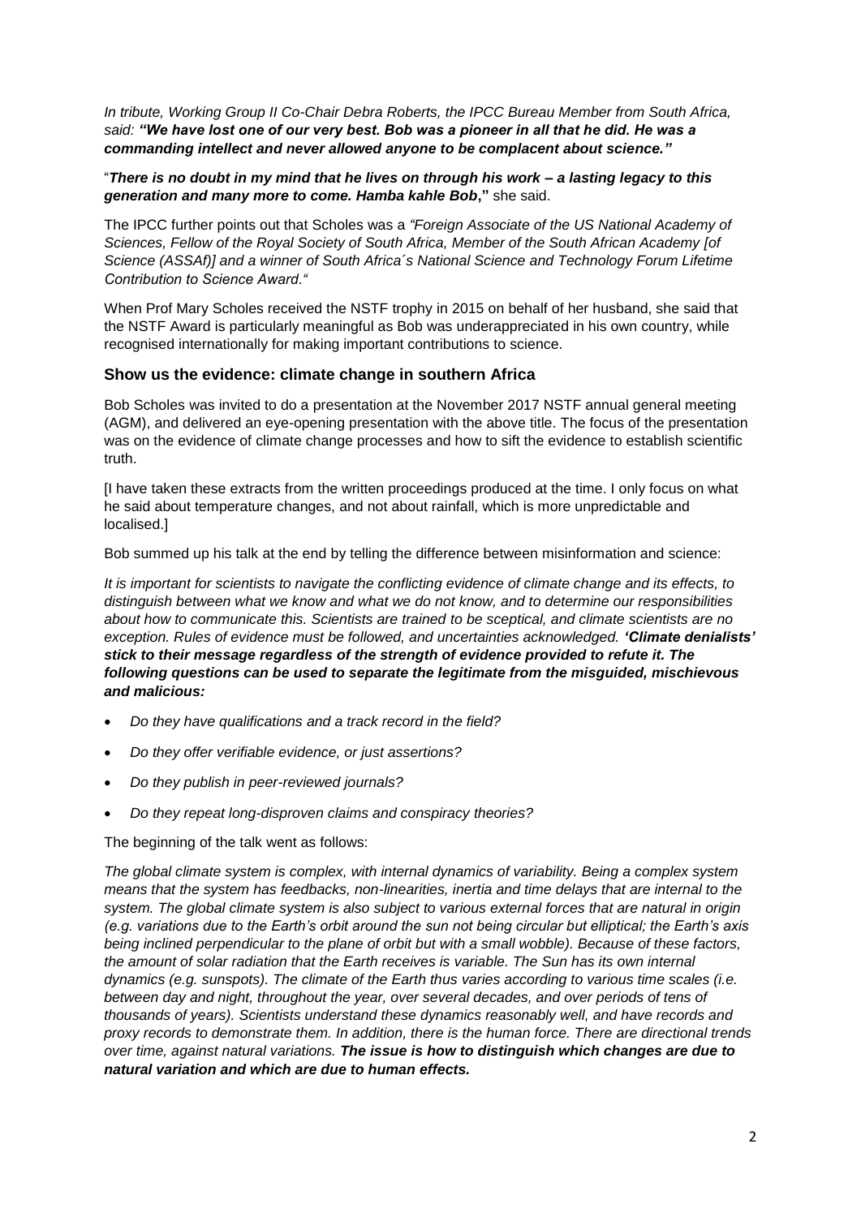*In tribute, Working Group II Co-Chair Debra Roberts, the IPCC Bureau Member from South Africa, said: **"We have lost one of our very best. Bob was a pioneer in all that he did. He was a commanding intellect and never allowed anyone to be complacent about science."***

"***There is no doubt in my mind that he lives on through his work – a lasting legacy to this generation and many more to come. Hamba kahle Bob*,**" she said.

The IPCC further points out that Scholes was a *"Foreign Associate of the US National Academy of Sciences, Fellow of the Royal Society of South Africa, Member of the South African Academy [of Science (ASSAf)] and a winner of South Africa´s National Science and Technology Forum Lifetime Contribution to Science Award."*

When Prof Mary Scholes received the NSTF trophy in 2015 on behalf of her husband, she said that the NSTF Award is particularly meaningful as Bob was underappreciated in his own country, while recognised internationally for making important contributions to science.

## Show us the evidence: climate change in southern Africa

Bob Scholes was invited to do a presentation at the November 2017 NSTF annual general meeting (AGM), and delivered an eye-opening presentation with the above title. The focus of the presentation was on the evidence of climate change processes and how to sift the evidence to establish scientific truth.

[I have taken these extracts from the written proceedings produced at the time. I only focus on what he said about temperature changes, and not about rainfall, which is more unpredictable and localised.]

Bob summed up his talk at the end by telling the difference between misinformation and science:

*It is important for scientists to navigate the conflicting evidence of climate change and its effects, to distinguish between what we know and what we do not know, and to determine our responsibilities about how to communicate this. Scientists are trained to be sceptical, and climate scientists are no exception. Rules of evidence must be followed, and uncertainties acknowledged. **'Climate denialists' stick to their message regardless of the strength of evidence provided to refute it. The following questions can be used to separate the legitimate from the misguided, mischievous and malicious:***

- *Do they have qualifications and a track record in the field?*
- *Do they offer verifiable evidence, or just assertions?*
- *Do they publish in peer-reviewed journals?*
- *Do they repeat long-disproven claims and conspiracy theories?*

The beginning of the talk went as follows:

*The global climate system is complex, with internal dynamics of variability. Being a complex system means that the system has feedbacks, non-linearities, inertia and time delays that are internal to the system. The global climate system is also subject to various external forces that are natural in origin (e.g. variations due to the Earth's orbit around the sun not being circular but elliptical; the Earth's axis being inclined perpendicular to the plane of orbit but with a small wobble). Because of these factors, the amount of solar radiation that the Earth receives is variable. The Sun has its own internal dynamics (e.g. sunspots). The climate of the Earth thus varies according to various time scales (i.e. between day and night, throughout the year, over several decades, and over periods of tens of thousands of years). Scientists understand these dynamics reasonably well, and have records and proxy records to demonstrate them. In addition, there is the human force. There are directional trends over time, against natural variations. **The issue is how to distinguish which changes are due to natural variation and which are due to human effects.***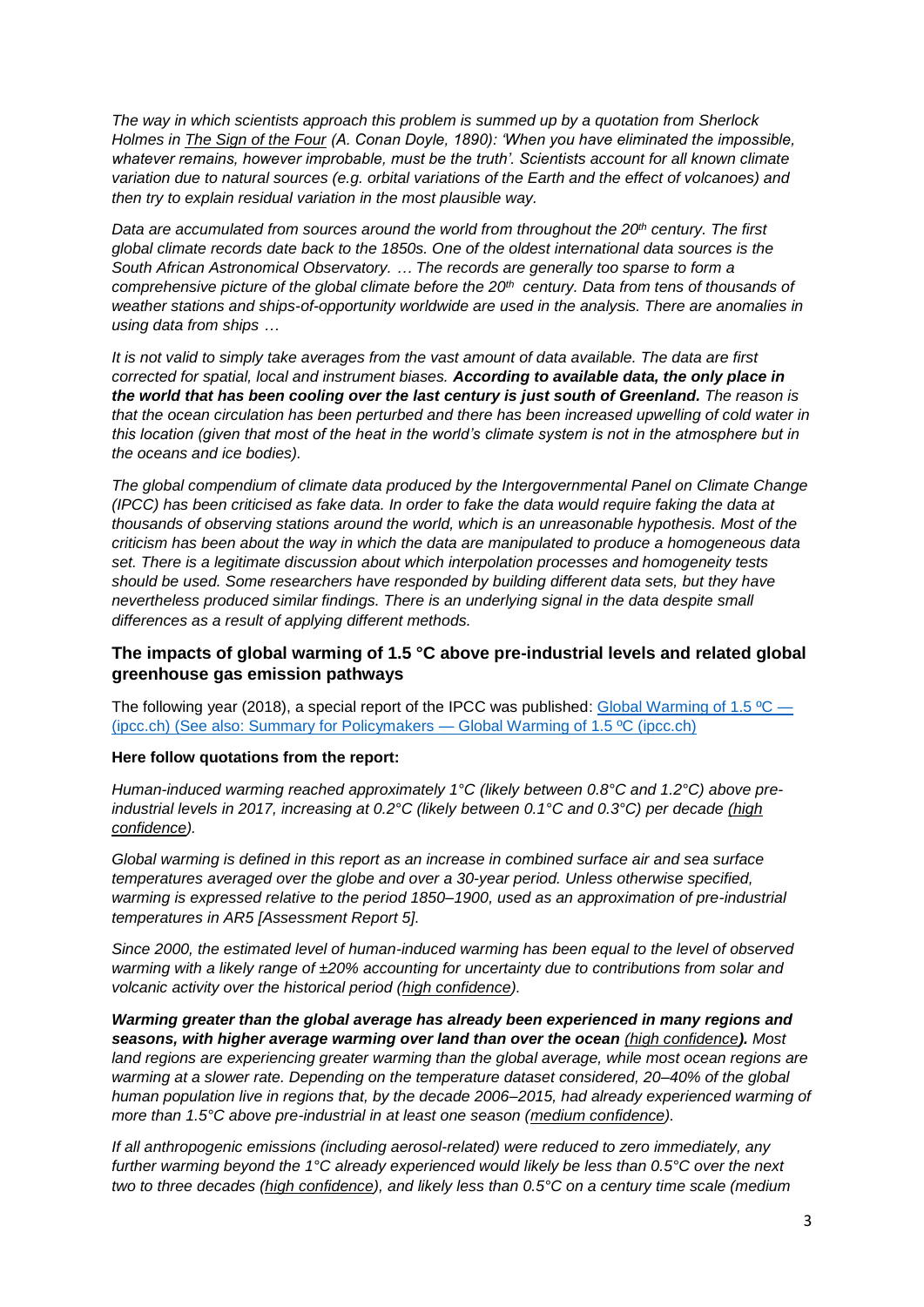*The way in which scientists approach this problem is summed up by a quotation from Sherlock Holmes in The Sign of the Four (A. Conan Doyle, 1890): 'When you have eliminated the impossible, whatever remains, however improbable, must be the truth'. Scientists account for all known climate variation due to natural sources (e.g. orbital variations of the Earth and the effect of volcanoes) and then try to explain residual variation in the most plausible way.*

*Data are accumulated from sources around the world from throughout the 20th century. The first global climate records date back to the 1850s. One of the oldest international data sources is the South African Astronomical Observatory. … The records are generally too sparse to form a comprehensive picture of the global climate before the 20th century. Data from tens of thousands of weather stations and ships-of-opportunity worldwide are used in the analysis. There are anomalies in using data from ships …*

*It is not valid to simply take averages from the vast amount of data available. The data are first corrected for spatial, local and instrument biases.* ***According to available data, the only place in the world that has been cooling over the last century is just south of Greenland.*** *The reason is that the ocean circulation has been perturbed and there has been increased upwelling of cold water in this location (given that most of the heat in the world's climate system is not in the atmosphere but in the oceans and ice bodies).*

*The global compendium of climate data produced by the Intergovernmental Panel on Climate Change (IPCC) has been criticised as fake data. In order to fake the data would require faking the data at thousands of observing stations around the world, which is an unreasonable hypothesis. Most of the criticism has been about the way in which the data are manipulated to produce a homogeneous data set. There is a legitimate discussion about which interpolation processes and homogeneity tests should be used. Some researchers have responded by building different data sets, but they have nevertheless produced similar findings. There is an underlying signal in the data despite small differences as a result of applying different methods.*

## The impacts of global warming of 1.5 °C above pre-industrial levels and related global greenhouse gas emission pathways

The following year (2018), a special report of the IPCC was published: Global Warming of 1.5 ºC — (ipcc.ch) (See also: Summary for Policymakers — Global Warming of 1.5 ºC (ipcc.ch)

**Here follow quotations from the report:**

*Human-induced warming reached approximately 1°C (likely between 0.8°C and 1.2°C) above pre-industrial levels in 2017, increasing at 0.2°C (likely between 0.1°C and 0.3°C) per decade (high confidence).*

*Global warming is defined in this report as an increase in combined surface air and sea surface temperatures averaged over the globe and over a 30-year period. Unless otherwise specified, warming is expressed relative to the period 1850–1900, used as an approximation of pre-industrial temperatures in AR5 [Assessment Report 5].*

*Since 2000, the estimated level of human-induced warming has been equal to the level of observed warming with a likely range of ±20% accounting for uncertainty due to contributions from solar and volcanic activity over the historical period (high confidence).*

***Warming greater than the global average has already been experienced in many regions and seasons, with higher average warming over land than over the ocean (high confidence).*** *Most land regions are experiencing greater warming than the global average, while most ocean regions are warming at a slower rate. Depending on the temperature dataset considered, 20–40% of the global human population live in regions that, by the decade 2006–2015, had already experienced warming of more than 1.5°C above pre-industrial in at least one season (medium confidence).*

*If all anthropogenic emissions (including aerosol-related) were reduced to zero immediately, any further warming beyond the 1°C already experienced would likely be less than 0.5°C over the next two to three decades (high confidence), and likely less than 0.5°C on a century time scale (medium*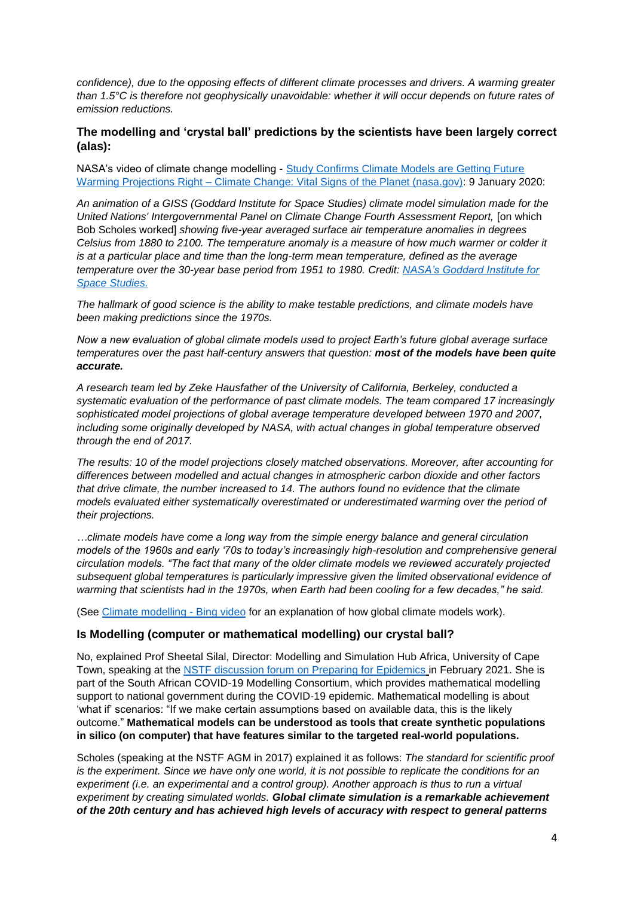*confidence), due to the opposing effects of different climate processes and drivers. A warming greater than 1.5°C is therefore not geophysically unavoidable: whether it will occur depends on future rates of emission reductions.*

### The modelling and 'crystal ball' predictions by the scientists have been largely correct (alas):

NASA's video of climate change modelling - [Study Confirms Climate Models are Getting Future Warming Projections Right – Climate Change: Vital Signs of the Planet (nasa.gov)](): 9 January 2020:

*An animation of a GISS (Goddard Institute for Space Studies) climate model simulation made for the United Nations' Intergovernmental Panel on Climate Change Fourth Assessment Report,* [on which Bob Scholes worked] *showing five-year averaged surface air temperature anomalies in degrees Celsius from 1880 to 2100. The temperature anomaly is a measure of how much warmer or colder it is at a particular place and time than the long-term mean temperature, defined as the average temperature over the 30-year base period from 1951 to 1980. Credit: [NASA's Goddard Institute for Space Studies.]()*

*The hallmark of good science is the ability to make testable predictions, and climate models have been making predictions since the 1970s.*

*Now a new evaluation of global climate models used to project Earth's future global average surface temperatures over the past half-century answers that question:* ***most of the models have been quite accurate.***

*A research team led by Zeke Hausfather of the University of California, Berkeley, conducted a systematic evaluation of the performance of past climate models. The team compared 17 increasingly sophisticated model projections of global average temperature developed between 1970 and 2007, including some originally developed by NASA, with actual changes in global temperature observed through the end of 2017.*

*The results: 10 of the model projections closely matched observations. Moreover, after accounting for differences between modelled and actual changes in atmospheric carbon dioxide and other factors that drive climate, the number increased to 14. The authors found no evidence that the climate models evaluated either systematically overestimated or underestimated warming over the period of their projections.*

*…climate models have come a long way from the simple energy balance and general circulation models of the 1960s and early '70s to today's increasingly high-resolution and comprehensive general circulation models. "The fact that many of the older climate models we reviewed accurately projected subsequent global temperatures is particularly impressive given the limited observational evidence of warming that scientists had in the 1970s, when Earth had been cooling for a few decades," he said.*

(See [Climate modelling - Bing video]() for an explanation of how global climate models work).

### Is Modelling (computer or mathematical modelling) our crystal ball?

No, explained Prof Sheetal Silal, Director: Modelling and Simulation Hub Africa, University of Cape Town, speaking at the [NSTF discussion forum on Preparing for Epidemics]() in February 2021. She is part of the South African COVID-19 Modelling Consortium, which provides mathematical modelling support to national government during the COVID-19 epidemic. Mathematical modelling is about 'what if' scenarios: "If we make certain assumptions based on available data, this is the likely outcome." **Mathematical models can be understood as tools that create synthetic populations in silico (on computer) that have features similar to the targeted real-world populations.**

Scholes (speaking at the NSTF AGM in 2017) explained it as follows: *The standard for scientific proof is the experiment. Since we have only one world, it is not possible to replicate the conditions for an experiment (i.e. an experimental and a control group). Another approach is thus to run a virtual experiment by creating simulated worlds.* ***Global climate simulation is a remarkable achievement of the 20th century and has achieved high levels of accuracy with respect to general patterns***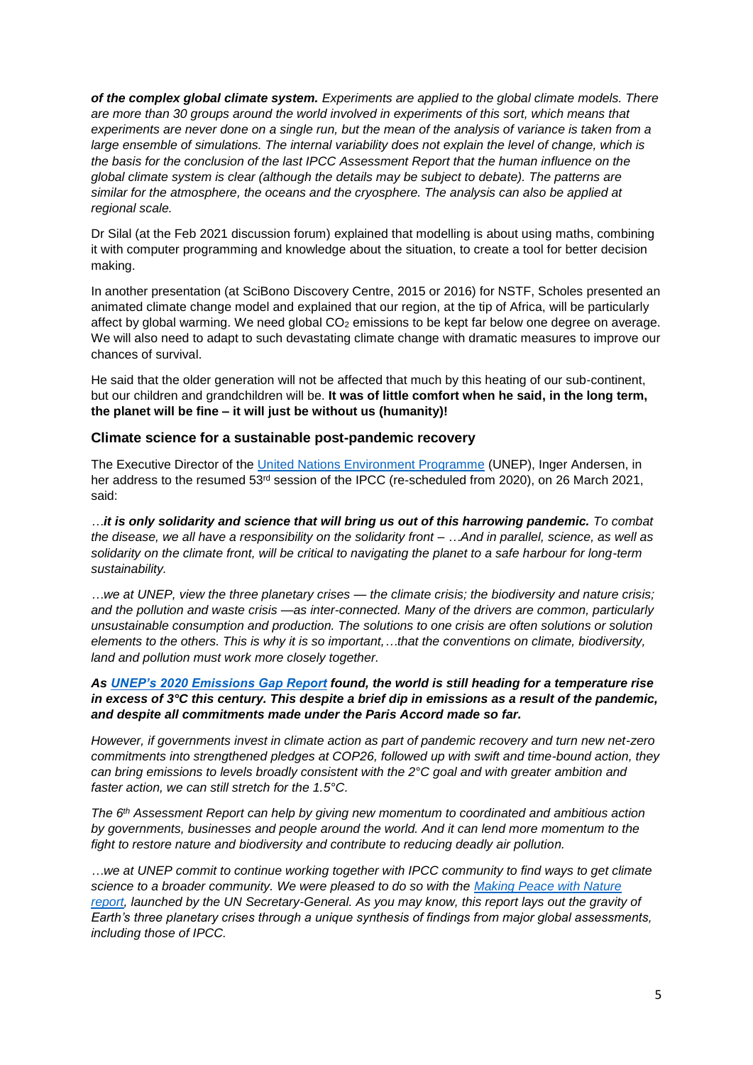***of the complex global climate system.*** *Experiments are applied to the global climate models. There are more than 30 groups around the world involved in experiments of this sort, which means that experiments are never done on a single run, but the mean of the analysis of variance is taken from a large ensemble of simulations. The internal variability does not explain the level of change, which is the basis for the conclusion of the last IPCC Assessment Report that the human influence on the global climate system is clear (although the details may be subject to debate). The patterns are similar for the atmosphere, the oceans and the cryosphere. The analysis can also be applied at regional scale.*

Dr Silal (at the Feb 2021 discussion forum) explained that modelling is about using maths, combining it with computer programming and knowledge about the situation, to create a tool for better decision making.

In another presentation (at SciBono Discovery Centre, 2015 or 2016) for NSTF, Scholes presented an animated climate change model and explained that our region, at the tip of Africa, will be particularly affect by global warming. We need global $CO_2$ emissions to be kept far below one degree on average. We will also need to adapt to such devastating climate change with dramatic measures to improve our chances of survival.

He said that the older generation will not be affected that much by this heating of our sub-continent, but our children and grandchildren will be. **It was of little comfort when he said, in the long term, the planet will be fine – it will just be without us (humanity)!**

## Climate science for a sustainable post-pandemic recovery

The Executive Director of the United Nations Environment Programme (UNEP), Inger Andersen, in her address to the resumed 53rd session of the IPCC (re-scheduled from 2020), on 26 March 2021, said:

*…**it is only solidarity and science that will bring us out of this harrowing pandemic.** To combat the disease, we all have a responsibility on the solidarity front – …And in parallel, science, as well as solidarity on the climate front, will be critical to navigating the planet to a safe harbour for long-term sustainability.*

*…we at UNEP, view the three planetary crises — the climate crisis; the biodiversity and nature crisis; and the pollution and waste crisis —as inter-connected. Many of the drivers are common, particularly unsustainable consumption and production. The solutions to one crisis are often solutions or solution elements to the others. This is why it is so important,…that the conventions on climate, biodiversity, land and pollution must work more closely together.*

***As UNEP's 2020 Emissions Gap Report found, the world is still heading for a temperature rise in excess of 3°C this century. This despite a brief dip in emissions as a result of the pandemic, and despite all commitments made under the Paris Accord made so far.***

*However, if governments invest in climate action as part of pandemic recovery and turn new net-zero commitments into strengthened pledges at COP26, followed up with swift and time-bound action, they can bring emissions to levels broadly consistent with the 2°C goal and with greater ambition and faster action, we can still stretch for the 1.5°C.*

*The 6th Assessment Report can help by giving new momentum to coordinated and ambitious action by governments, businesses and people around the world. And it can lend more momentum to the fight to restore nature and biodiversity and contribute to reducing deadly air pollution.*

*…we at UNEP commit to continue working together with IPCC community to find ways to get climate science to a broader community. We were pleased to do so with the Making Peace with Nature report, launched by the UN Secretary-General. As you may know, this report lays out the gravity of Earth's three planetary crises through a unique synthesis of findings from major global assessments, including those of IPCC.*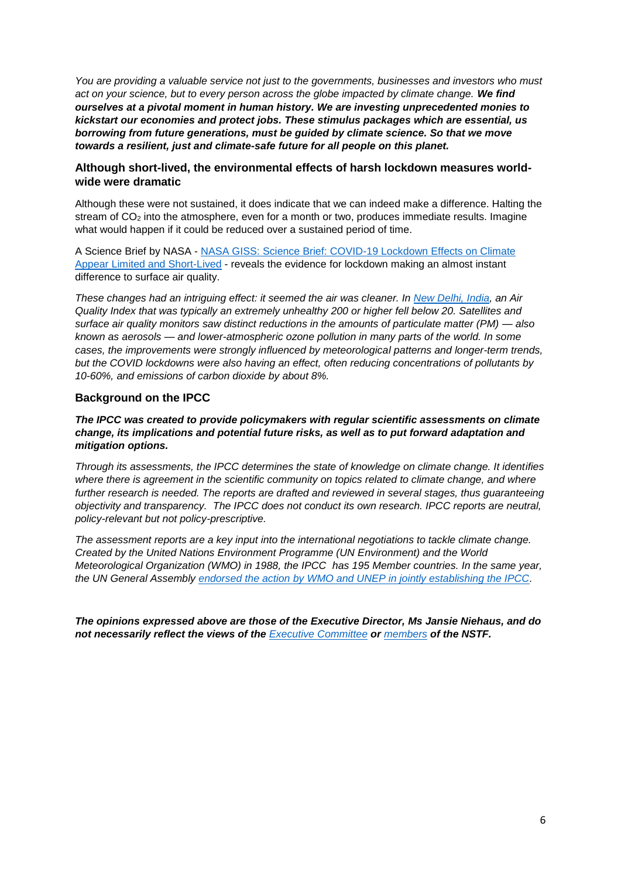*You are providing a valuable service not just to the governments, businesses and investors who must act on your science, but to every person across the globe impacted by climate change.* ***We find ourselves at a pivotal moment in human history. We are investing unprecedented monies to kickstart our economies and protect jobs. These stimulus packages which are essential, us borrowing from future generations, must be guided by climate science. So that we move towards a resilient, just and climate-safe future for all people on this planet.***

### Although short-lived, the environmental effects of harsh lockdown measures world-wide were dramatic

Although these were not sustained, it does indicate that we can indeed make a difference. Halting the stream of $CO_2$ into the atmosphere, even for a month or two, produces immediate results. Imagine what would happen if it could be reduced over a sustained period of time.

A Science Brief by NASA - [NASA GISS: Science Brief: COVID-19 Lockdown Effects on Climate Appear Limited and Short-Lived]() - reveals the evidence for lockdown making an almost instant difference to surface air quality.

*These changes had an intriguing effect: it seemed the air was cleaner. In [New Delhi, India](), an Air Quality Index that was typically an extremely unhealthy 200 or higher fell below 20. Satellites and surface air quality monitors saw distinct reductions in the amounts of particulate matter (PM) — also known as aerosols — and lower-atmospheric ozone pollution in many parts of the world. In some cases, the improvements were strongly influenced by meteorological patterns and longer-term trends, but the COVID lockdowns were also having an effect, often reducing concentrations of pollutants by 10-60%, and emissions of carbon dioxide by about 8%.*

### Background on the IPCC

***The IPCC was created to provide policymakers with regular scientific assessments on climate change, its implications and potential future risks, as well as to put forward adaptation and mitigation options.***

*Through its assessments, the IPCC determines the state of knowledge on climate change. It identifies where there is agreement in the scientific community on topics related to climate change, and where further research is needed. The reports are drafted and reviewed in several stages, thus guaranteeing objectivity and transparency. The IPCC does not conduct its own research. IPCC reports are neutral, policy-relevant but not policy-prescriptive.*

*The assessment reports are a key input into the international negotiations to tackle climate change. Created by the United Nations Environment Programme (UN Environment) and the World Meteorological Organization (WMO) in 1988, the IPCC has 195 Member countries. In the same year, the UN General Assembly [endorsed the action by WMO and UNEP in jointly establishing the IPCC]().*

***The opinions expressed above are those of the Executive Director, Ms Jansie Niehaus, and do not necessarily reflect the views of the [Executive Committee]() or [members]() of the NSTF.***